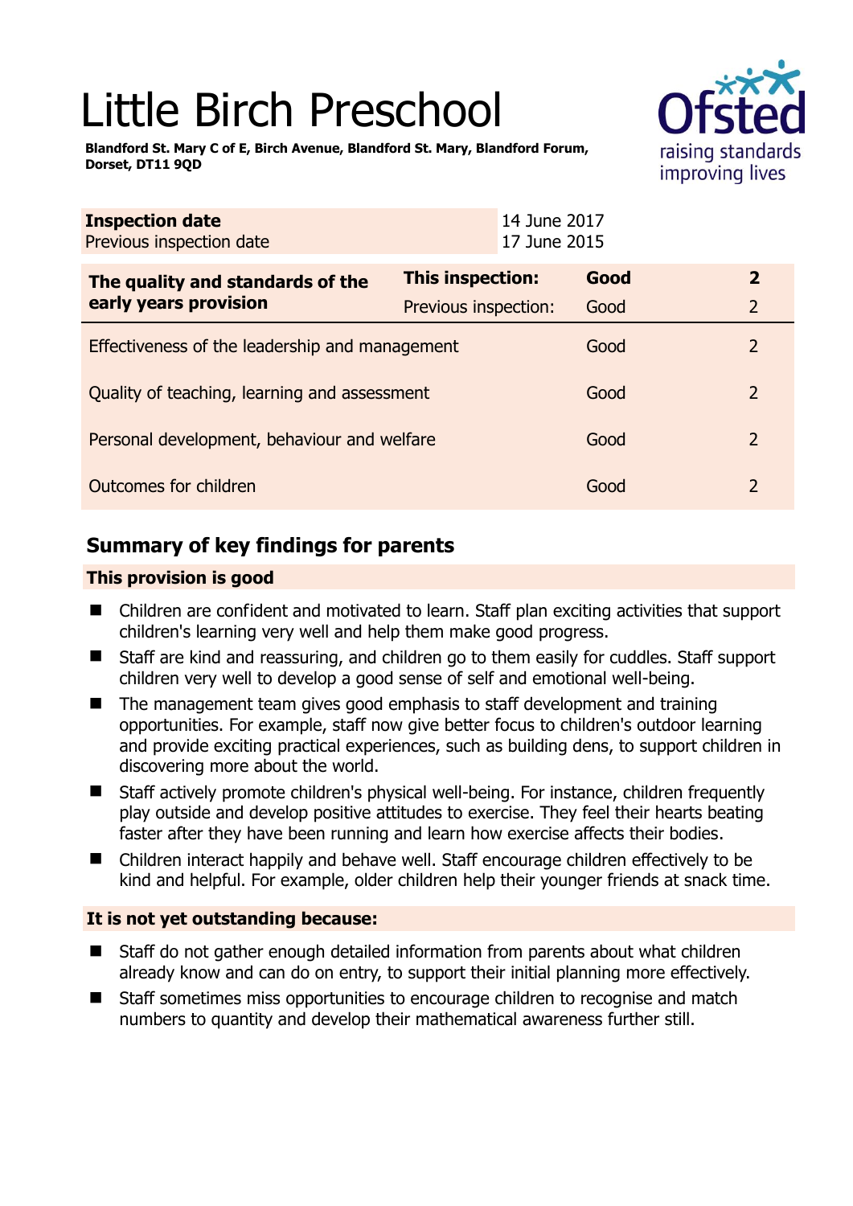# Little Birch Preschool

**Blandford St. Mary C of E, Birch Avenue, Blandford St. Mary, Blandford Forum, Dorset, DT11 9QD**

| | |
|---|---|
| **Inspection date** | 14 June 2017 |
| Previous inspection date | 17 June 2015 |

| | | | |
|---|---|---|---|
| **The quality and standards of the early years provision** | **This inspection:** | **Good** | **2** |
| | Previous inspection: | Good | 2 |
| Effectiveness of the leadership and management | | Good | 2 |
| Quality of teaching, learning and assessment | | Good | 2 |
| Personal development, behaviour and welfare | | Good | 2 |
| Outcomes for children | | Good | 2 |

## Summary of key findings for parents

### This provision is good

- Children are confident and motivated to learn. Staff plan exciting activities that support children's learning very well and help them make good progress.
- Staff are kind and reassuring, and children go to them easily for cuddles. Staff support children very well to develop a good sense of self and emotional well-being.
- The management team gives good emphasis to staff development and training opportunities. For example, staff now give better focus to children's outdoor learning and provide exciting practical experiences, such as building dens, to support children in discovering more about the world.
- Staff actively promote children's physical well-being. For instance, children frequently play outside and develop positive attitudes to exercise. They feel their hearts beating faster after they have been running and learn how exercise affects their bodies.
- Children interact happily and behave well. Staff encourage children effectively to be kind and helpful. For example, older children help their younger friends at snack time.

### It is not yet outstanding because:

- Staff do not gather enough detailed information from parents about what children already know and can do on entry, to support their initial planning more effectively.
- Staff sometimes miss opportunities to encourage children to recognise and match numbers to quantity and develop their mathematical awareness further still.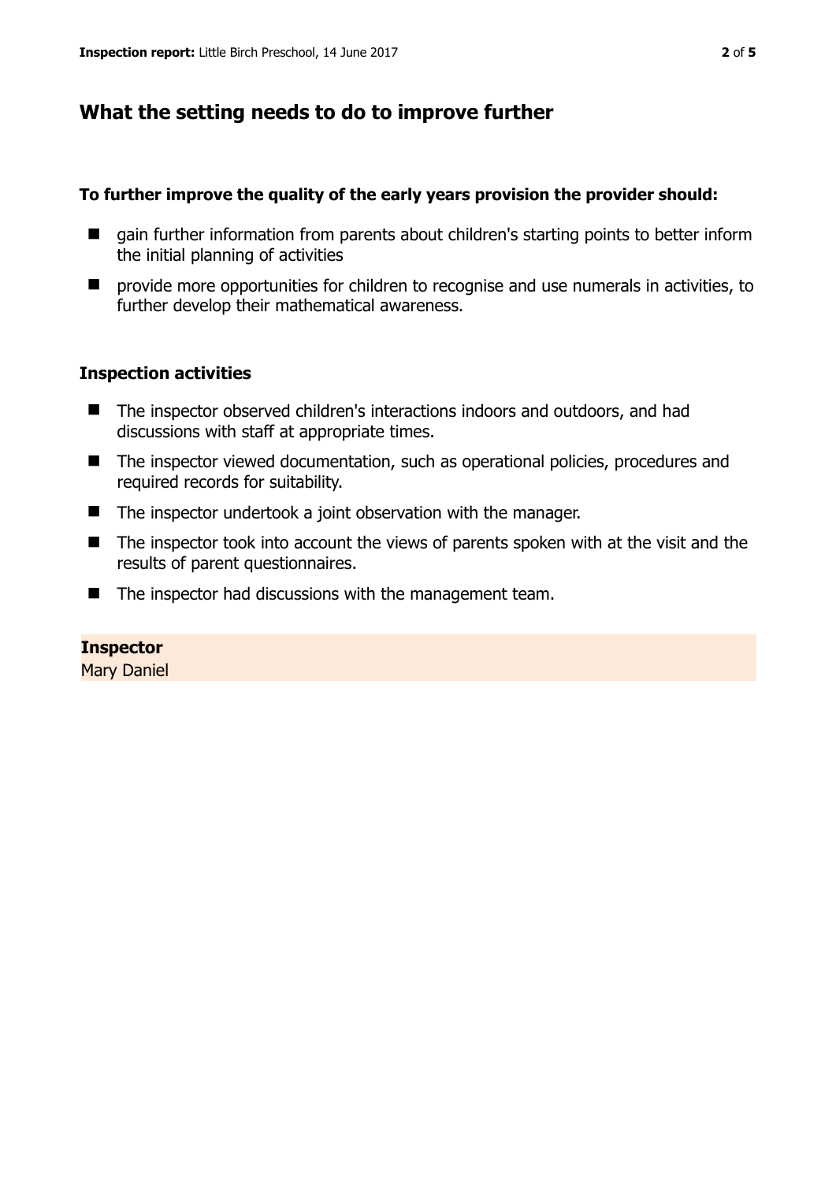## What the setting needs to do to improve further

**To further improve the quality of the early years provision the provider should:**

- gain further information from parents about children's starting points to better inform the initial planning of activities
- provide more opportunities for children to recognise and use numerals in activities, to further develop their mathematical awareness.

### Inspection activities

- The inspector observed children's interactions indoors and outdoors, and had discussions with staff at appropriate times.
- The inspector viewed documentation, such as operational policies, procedures and required records for suitability.
- The inspector undertook a joint observation with the manager.
- The inspector took into account the views of parents spoken with at the visit and the results of parent questionnaires.
- The inspector had discussions with the management team.

**Inspector**
Mary Daniel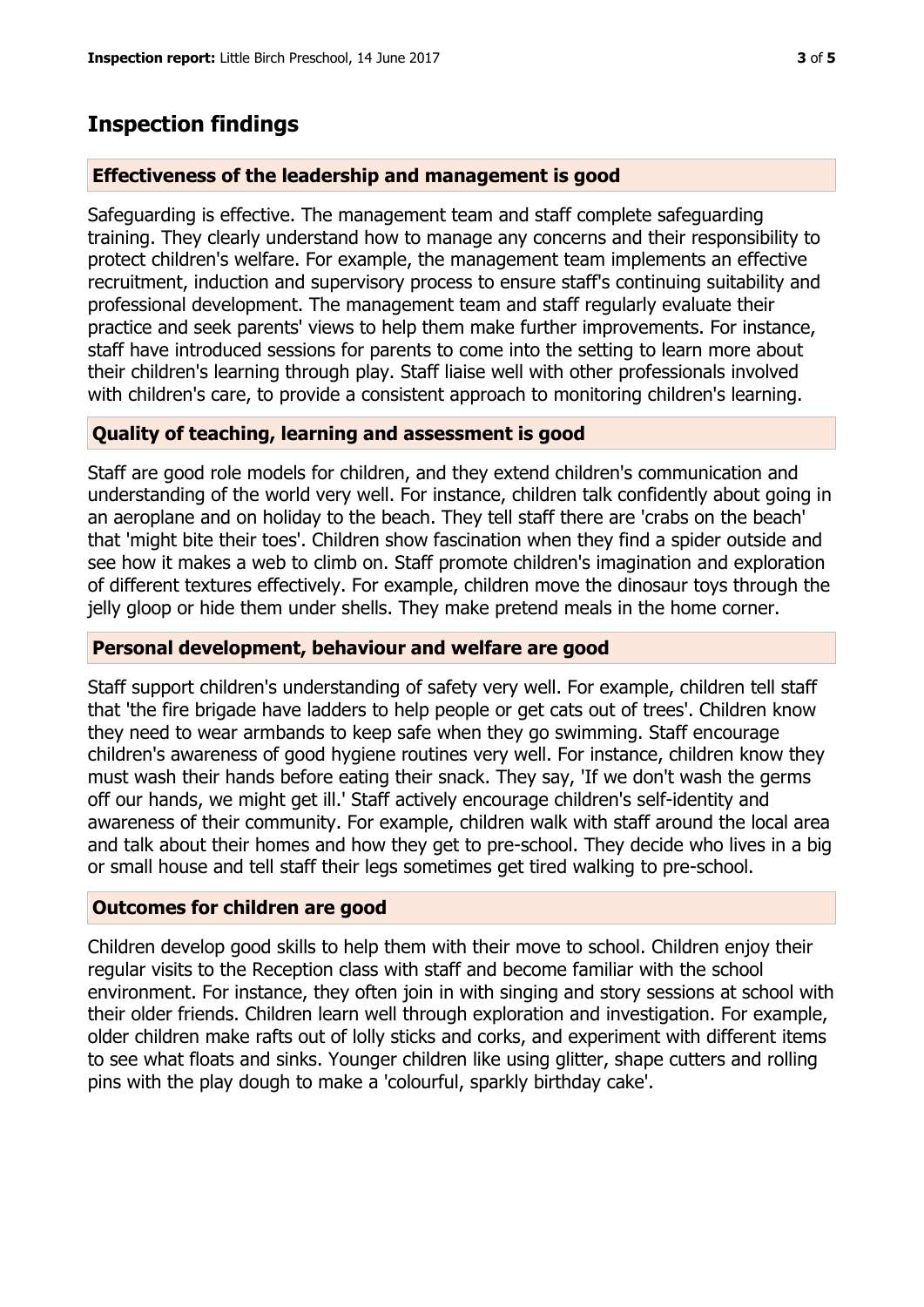## Inspection findings

### Effectiveness of the leadership and management is good

Safeguarding is effective. The management team and staff complete safeguarding training. They clearly understand how to manage any concerns and their responsibility to protect children's welfare. For example, the management team implements an effective recruitment, induction and supervisory process to ensure staff's continuing suitability and professional development. The management team and staff regularly evaluate their practice and seek parents' views to help them make further improvements. For instance, staff have introduced sessions for parents to come into the setting to learn more about their children's learning through play. Staff liaise well with other professionals involved with children's care, to provide a consistent approach to monitoring children's learning.

### Quality of teaching, learning and assessment is good

Staff are good role models for children, and they extend children's communication and understanding of the world very well. For instance, children talk confidently about going in an aeroplane and on holiday to the beach. They tell staff there are 'crabs on the beach' that 'might bite their toes'. Children show fascination when they find a spider outside and see how it makes a web to climb on. Staff promote children's imagination and exploration of different textures effectively. For example, children move the dinosaur toys through the jelly gloop or hide them under shells. They make pretend meals in the home corner.

### Personal development, behaviour and welfare are good

Staff support children's understanding of safety very well. For example, children tell staff that 'the fire brigade have ladders to help people or get cats out of trees'. Children know they need to wear armbands to keep safe when they go swimming. Staff encourage children's awareness of good hygiene routines very well. For instance, children know they must wash their hands before eating their snack. They say, 'If we don't wash the germs off our hands, we might get ill.' Staff actively encourage children's self-identity and awareness of their community. For example, children walk with staff around the local area and talk about their homes and how they get to pre-school. They decide who lives in a big or small house and tell staff their legs sometimes get tired walking to pre-school.

### Outcomes for children are good

Children develop good skills to help them with their move to school. Children enjoy their regular visits to the Reception class with staff and become familiar with the school environment. For instance, they often join in with singing and story sessions at school with their older friends. Children learn well through exploration and investigation. For example, older children make rafts out of lolly sticks and corks, and experiment with different items to see what floats and sinks. Younger children like using glitter, shape cutters and rolling pins with the play dough to make a 'colourful, sparkly birthday cake'.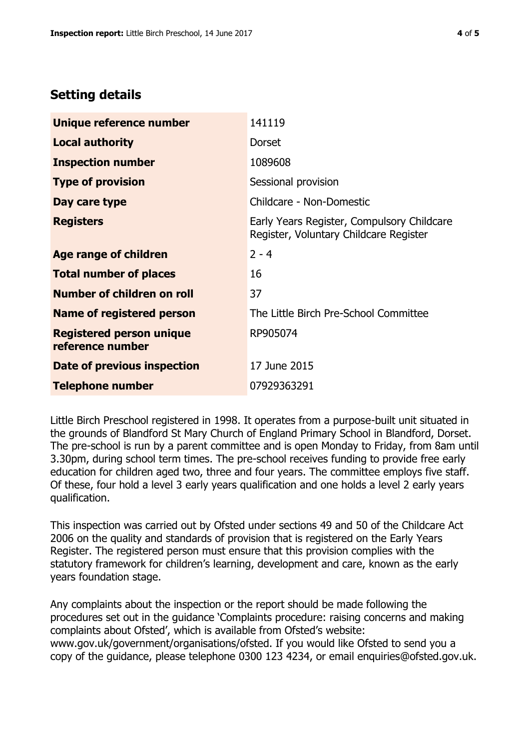## Setting details

| | |
|---|---|
| **Unique reference number** | 141119 |
| **Local authority** | Dorset |
| **Inspection number** | 1089608 |
| **Type of provision** | Sessional provision |
| **Day care type** | Childcare - Non-Domestic |
| **Registers** | Early Years Register, Compulsory Childcare Register, Voluntary Childcare Register |
| **Age range of children** | 2 - 4 |
| **Total number of places** | 16 |
| **Number of children on roll** | 37 |
| **Name of registered person** | The Little Birch Pre-School Committee |
| **Registered person unique reference number** | RP905074 |
| **Date of previous inspection** | 17 June 2015 |
| **Telephone number** | 07929363291 |

Little Birch Preschool registered in 1998. It operates from a purpose-built unit situated in the grounds of Blandford St Mary Church of England Primary School in Blandford, Dorset. The pre-school is run by a parent committee and is open Monday to Friday, from 8am until 3.30pm, during school term times. The pre-school receives funding to provide free early education for children aged two, three and four years. The committee employs five staff. Of these, four hold a level 3 early years qualification and one holds a level 2 early years qualification.

This inspection was carried out by Ofsted under sections 49 and 50 of the Childcare Act 2006 on the quality and standards of provision that is registered on the Early Years Register. The registered person must ensure that this provision complies with the statutory framework for children's learning, development and care, known as the early years foundation stage.

Any complaints about the inspection or the report should be made following the procedures set out in the guidance 'Complaints procedure: raising concerns and making complaints about Ofsted', which is available from Ofsted's website: www.gov.uk/government/organisations/ofsted. If you would like Ofsted to send you a copy of the guidance, please telephone 0300 123 4234, or email enquiries@ofsted.gov.uk.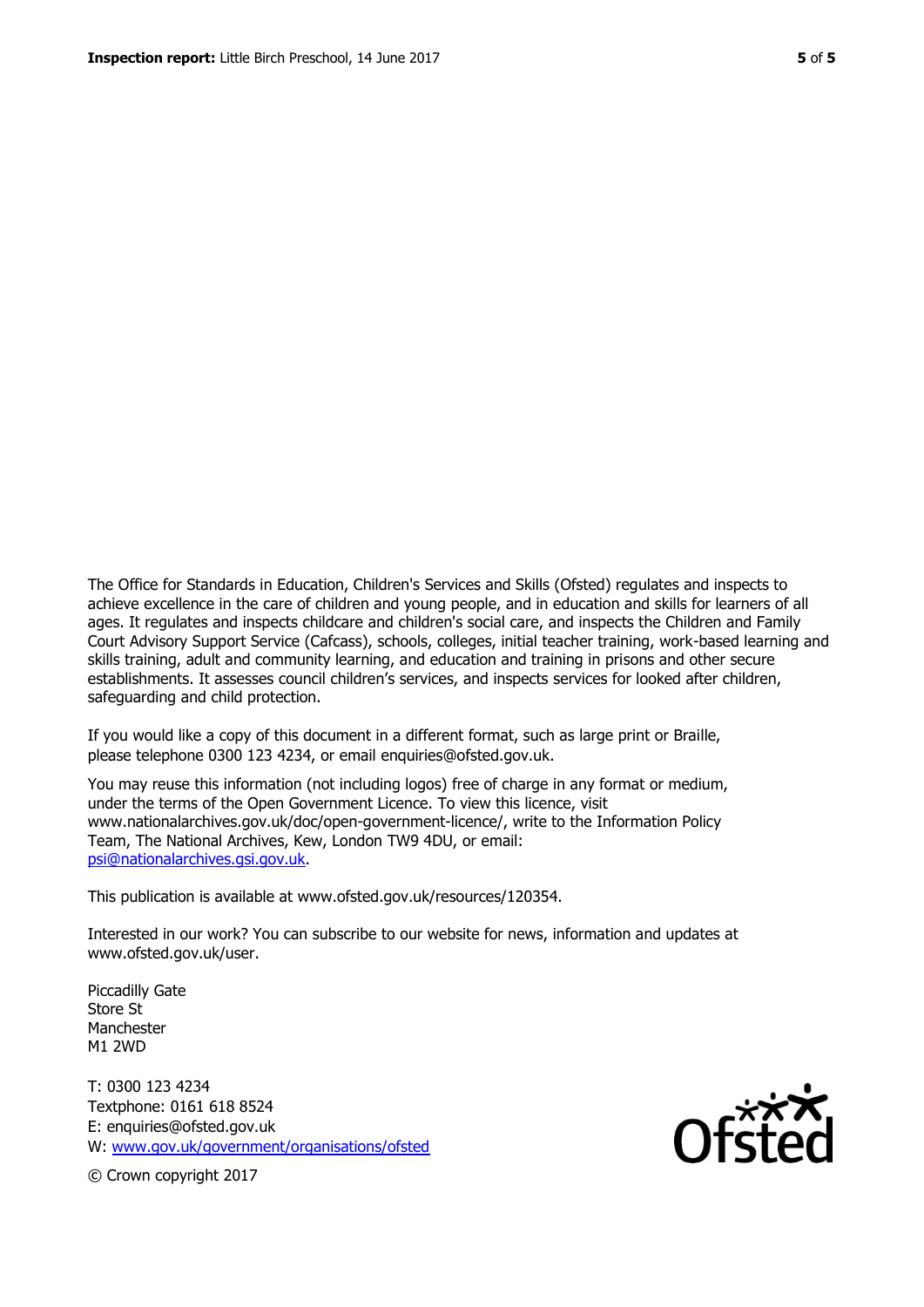The Office for Standards in Education, Children's Services and Skills (Ofsted) regulates and inspects to achieve excellence in the care of children and young people, and in education and skills for learners of all ages. It regulates and inspects childcare and children's social care, and inspects the Children and Family Court Advisory Support Service (Cafcass), schools, colleges, initial teacher training, work-based learning and skills training, adult and community learning, and education and training in prisons and other secure establishments. It assesses council children's services, and inspects services for looked after children, safeguarding and child protection.

If you would like a copy of this document in a different format, such as large print or Braille, please telephone 0300 123 4234, or email enquiries@ofsted.gov.uk.

You may reuse this information (not including logos) free of charge in any format or medium, under the terms of the Open Government Licence. To view this licence, visit www.nationalarchives.gov.uk/doc/open-government-licence/, write to the Information Policy Team, The National Archives, Kew, London TW9 4DU, or email: psi@nationalarchives.gsi.gov.uk.

This publication is available at www.ofsted.gov.uk/resources/120354.

Interested in our work? You can subscribe to our website for news, information and updates at www.ofsted.gov.uk/user.

Piccadilly Gate
Store St
Manchester
M1 2WD

T: 0300 123 4234
Textphone: 0161 618 8524
E: enquiries@ofsted.gov.uk
W: www.gov.uk/government/organisations/ofsted

© Crown copyright 2017